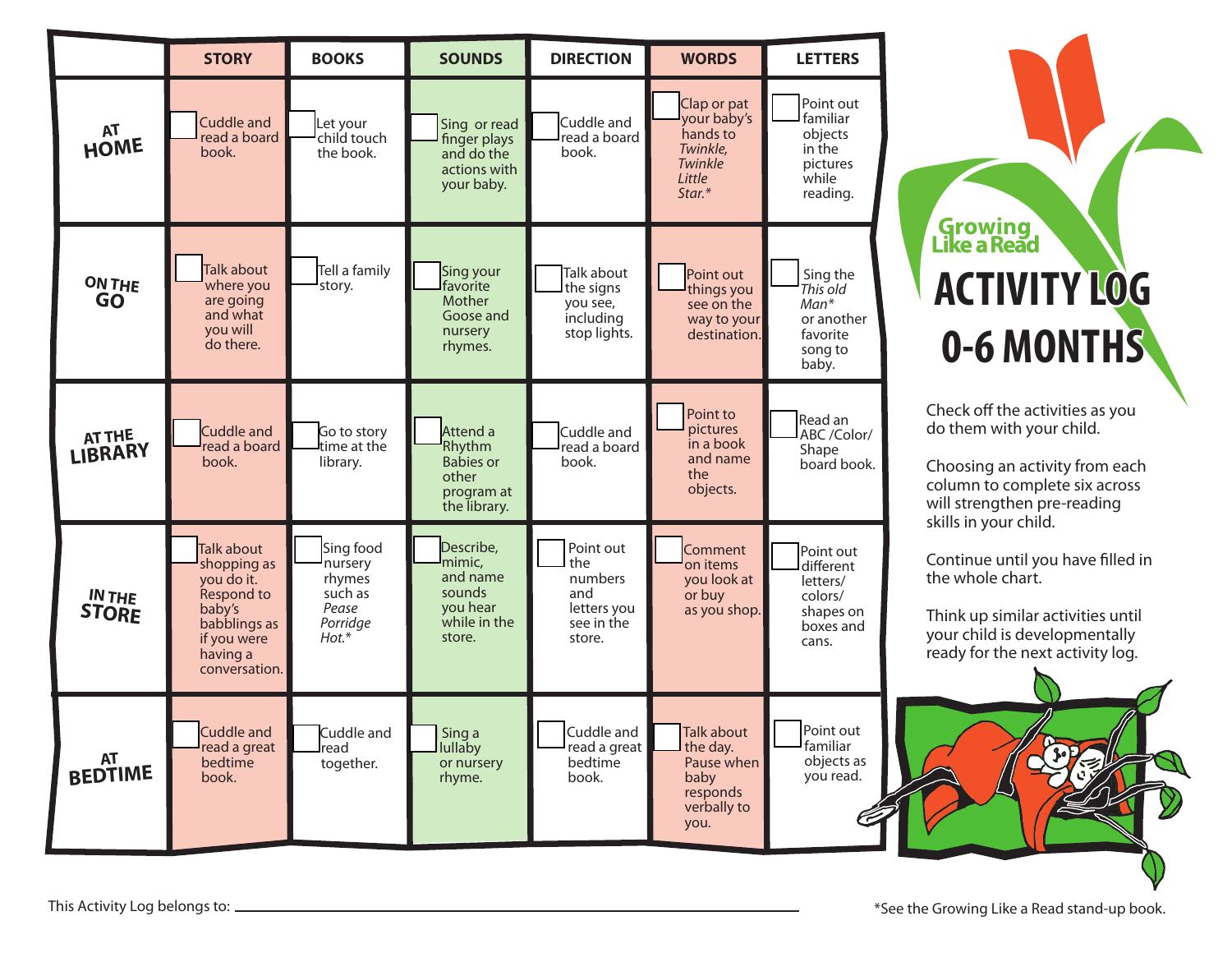Growing Like a Read

# ACTIVITY LOG 0-6 MONTHS

Check off the activities as you do them with your child.

Choosing an activity from each column to complete six across will strengthen pre-reading skills in your child.

Continue until you have filled in the whole chart.

Think up similar activities until your child is developmentally ready for the next activity log.

| | STORY | BOOKS | SOUNDS | DIRECTION | WORDS | LETTERS |
|---|---|---|---|---|---|---|
| **AT HOME** | ☐ Cuddle and read a board book. | ☐ Let your child touch the book. | ☐ Sing or read finger plays and do the actions with your baby. | ☐ Cuddle and read a board book. | ☐ Clap or pat your baby's hands to *Twinkle, Twinkle Little Star.** | ☐ Point out familiar objects in the pictures while reading. |
| **ON THE GO** | ☐ Talk about where you are going and what you will do there. | ☐ Tell a family story. | ☐ Sing your favorite Mother Goose and nursery rhymes. | ☐ Talk about the signs you see, including stop lights. | ☐ Point out things you see on the way to your destination. | ☐ Sing the *This old Man** or another favorite song to baby. |
| **AT THE LIBRARY** | ☐ Cuddle and read a board book. | ☐ Go to story time at the library. | ☐ Attend a Rhythm Babies or other program at the library. | ☐ Cuddle and read a board book. | ☐ Point to pictures in a book and name the objects. | ☐ Read an ABC /Color/ Shape board book. |
| **IN THE STORE** | ☐ Talk about shopping as you do it. Respond to baby's babblings as if you were having a conversation. | ☐ Sing food nursery rhymes such as *Pease Porridge Hot.** | ☐ Describe, mimic, and name sounds you hear while in the store. | ☐ Point out the numbers and letters you see in the store. | ☐ Comment on items you look at or buy as you shop. | ☐ Point out different letters/ colors/ shapes on boxes and cans. |
| **AT BEDTIME** | ☐ Cuddle and read a great bedtime book. | ☐ Cuddle and read together. | ☐ Sing a lullaby or nursery rhyme. | ☐ Cuddle and read a great bedtime book. | ☐ Talk about the day. Pause when baby responds verbally to you. | ☐ Point out familiar objects as you read. |

This Activity Log belongs to: ______________________________

*See the Growing Like a Read stand-up book.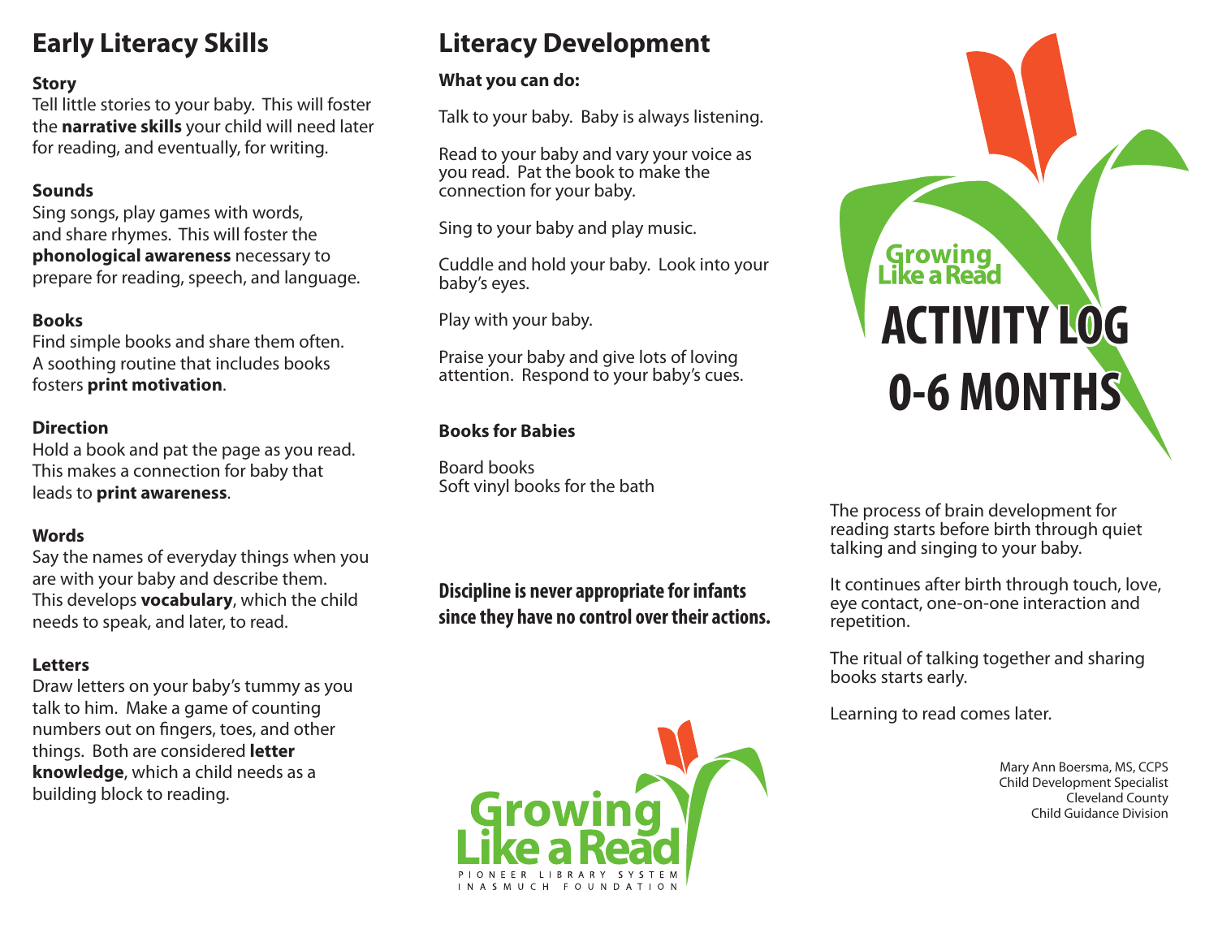## Early Literacy Skills

**Story**
Tell little stories to your baby. This will foster the **narrative skills** your child will need later for reading, and eventually, for writing.

**Sounds**
Sing songs, play games with words, and share rhymes. This will foster the **phonological awareness** necessary to prepare for reading, speech, and language.

**Books**
Find simple books and share them often. A soothing routine that includes books fosters **print motivation**.

**Direction**
Hold a book and pat the page as you read. This makes a connection for baby that leads to **print awareness**.

**Words**
Say the names of everyday things when you are with your baby and describe them. This develops **vocabulary**, which the child needs to speak, and later, to read.

**Letters**
Draw letters on your baby's tummy as you talk to him. Make a game of counting numbers out on fingers, toes, and other things. Both are considered **letter knowledge**, which a child needs as a building block to reading.

## Literacy Development

**What you can do:**

Talk to your baby. Baby is always listening.

Read to your baby and vary your voice as you read. Pat the book to make the connection for your baby.

Sing to your baby and play music.

Cuddle and hold your baby. Look into your baby's eyes.

Play with your baby.

Praise your baby and give lots of loving attention. Respond to your baby's cues.

**Books for Babies**

Board books
Soft vinyl books for the bath

**Discipline is never appropriate for infants since they have no control over their actions.**

Growing Like a Read
PIONEER LIBRARY SYSTEM
INASMUCH FOUNDATION

# Growing Like a Read ACTIVITY LOG 0-6 MONTHS

The process of brain development for reading starts before birth through quiet talking and singing to your baby.

It continues after birth through touch, love, eye contact, one-on-one interaction and repetition.

The ritual of talking together and sharing books starts early.

Learning to read comes later.

Mary Ann Boersma, MS, CCPS
Child Development Specialist
Cleveland County
Child Guidance Division